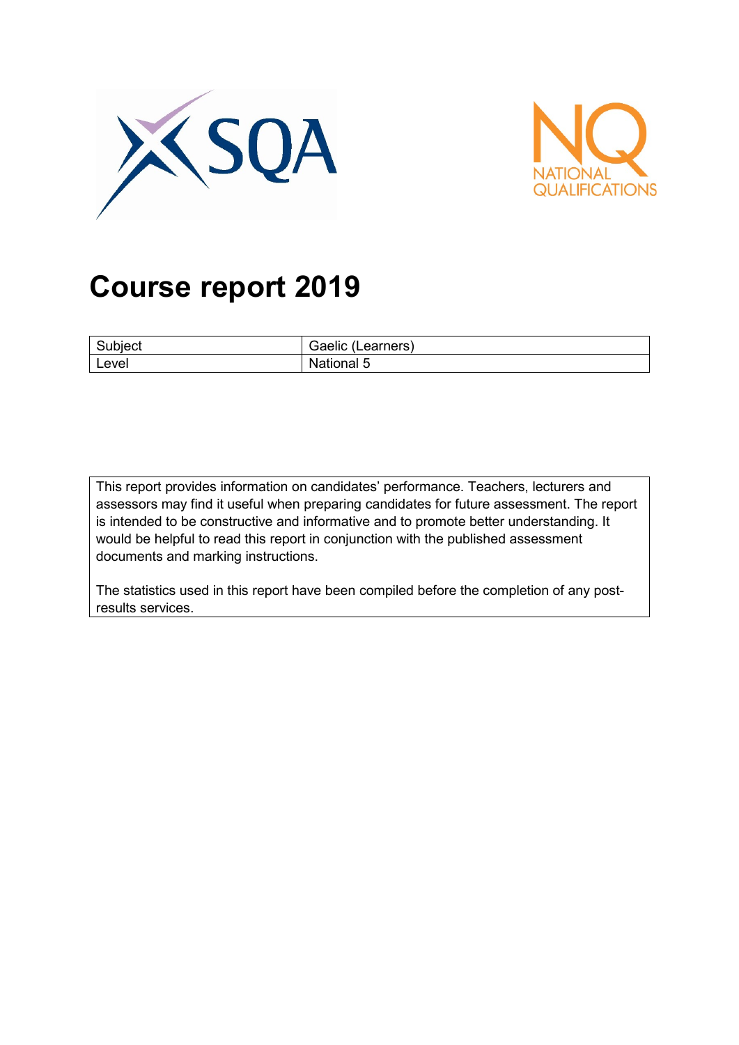# Course report 2019

| Subject | Gaelic (Learners) |
|---|---|
| Level | National 5 |

This report provides information on candidates' performance. Teachers, lecturers and assessors may find it useful when preparing candidates for future assessment. The report is intended to be constructive and informative and to promote better understanding. It would be helpful to read this report in conjunction with the published assessment documents and marking instructions.

The statistics used in this report have been compiled before the completion of any post-results services.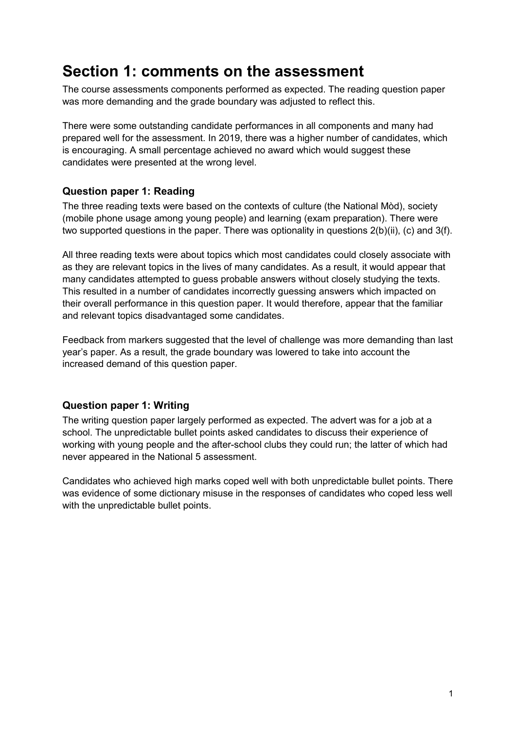# Section 1: comments on the assessment

The course assessments components performed as expected. The reading question paper was more demanding and the grade boundary was adjusted to reflect this.

There were some outstanding candidate performances in all components and many had prepared well for the assessment. In 2019, there was a higher number of candidates, which is encouraging. A small percentage achieved no award which would suggest these candidates were presented at the wrong level.

### Question paper 1: Reading

The three reading texts were based on the contexts of culture (the National Mòd), society (mobile phone usage among young people) and learning (exam preparation). There were two supported questions in the paper. There was optionality in questions 2(b)(ii), (c) and 3(f).

All three reading texts were about topics which most candidates could closely associate with as they are relevant topics in the lives of many candidates. As a result, it would appear that many candidates attempted to guess probable answers without closely studying the texts. This resulted in a number of candidates incorrectly guessing answers which impacted on their overall performance in this question paper. It would therefore, appear that the familiar and relevant topics disadvantaged some candidates.

Feedback from markers suggested that the level of challenge was more demanding than last year's paper. As a result, the grade boundary was lowered to take into account the increased demand of this question paper.

### Question paper 1: Writing

The writing question paper largely performed as expected. The advert was for a job at a school. The unpredictable bullet points asked candidates to discuss their experience of working with young people and the after-school clubs they could run; the latter of which had never appeared in the National 5 assessment.

Candidates who achieved high marks coped well with both unpredictable bullet points. There was evidence of some dictionary misuse in the responses of candidates who coped less well with the unpredictable bullet points.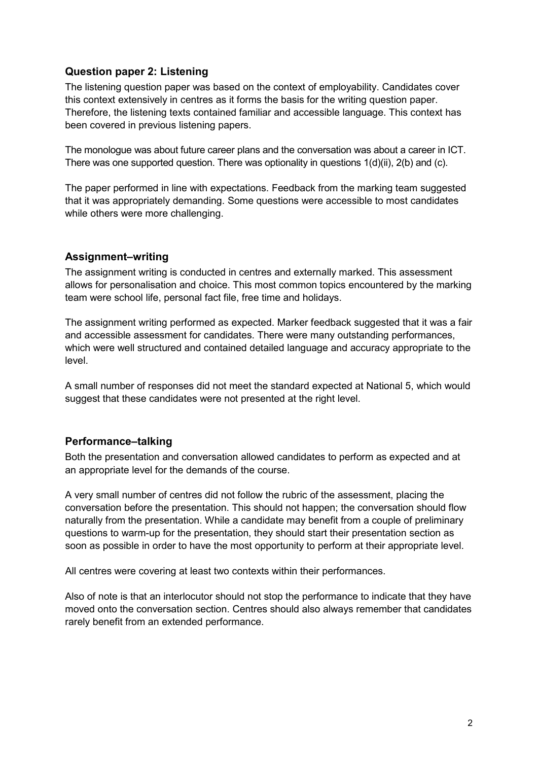### Question paper 2: Listening

The listening question paper was based on the context of employability. Candidates cover this context extensively in centres as it forms the basis for the writing question paper. Therefore, the listening texts contained familiar and accessible language. This context has been covered in previous listening papers.

The monologue was about future career plans and the conversation was about a career in ICT. There was one supported question. There was optionality in questions 1(d)(ii), 2(b) and (c).

The paper performed in line with expectations. Feedback from the marking team suggested that it was appropriately demanding. Some questions were accessible to most candidates while others were more challenging.

### Assignment–writing

The assignment writing is conducted in centres and externally marked. This assessment allows for personalisation and choice. This most common topics encountered by the marking team were school life, personal fact file, free time and holidays.

The assignment writing performed as expected. Marker feedback suggested that it was a fair and accessible assessment for candidates. There were many outstanding performances, which were well structured and contained detailed language and accuracy appropriate to the level.

A small number of responses did not meet the standard expected at National 5, which would suggest that these candidates were not presented at the right level.

### Performance–talking

Both the presentation and conversation allowed candidates to perform as expected and at an appropriate level for the demands of the course.

A very small number of centres did not follow the rubric of the assessment, placing the conversation before the presentation. This should not happen; the conversation should flow naturally from the presentation. While a candidate may benefit from a couple of preliminary questions to warm-up for the presentation, they should start their presentation section as soon as possible in order to have the most opportunity to perform at their appropriate level.

All centres were covering at least two contexts within their performances.

Also of note is that an interlocutor should not stop the performance to indicate that they have moved onto the conversation section. Centres should also always remember that candidates rarely benefit from an extended performance.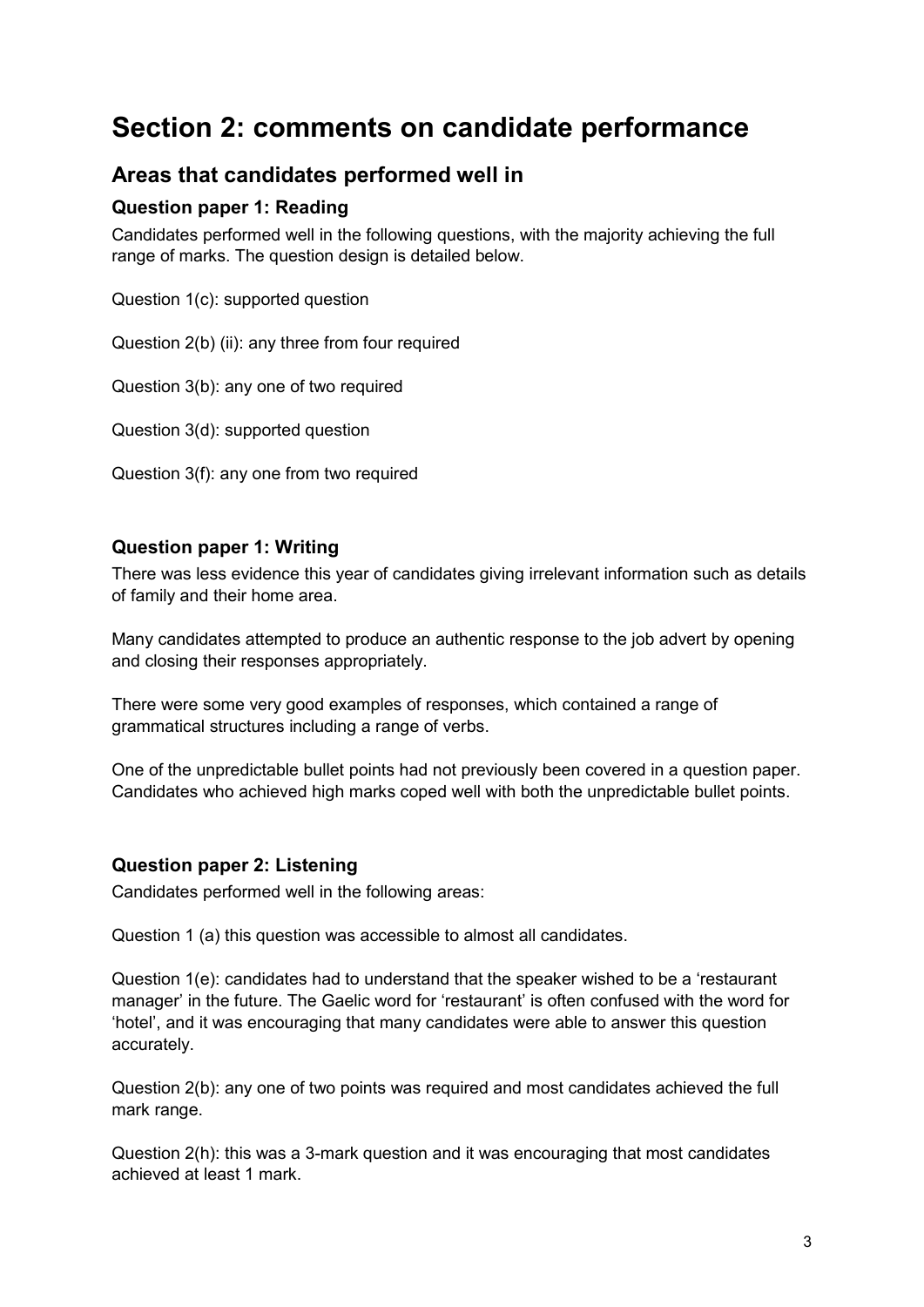# Section 2: comments on candidate performance

## Areas that candidates performed well in

### Question paper 1: Reading

Candidates performed well in the following questions, with the majority achieving the full range of marks. The question design is detailed below.

Question 1(c): supported question

Question 2(b) (ii): any three from four required

Question 3(b): any one of two required

Question 3(d): supported question

Question 3(f): any one from two required

### Question paper 1: Writing

There was less evidence this year of candidates giving irrelevant information such as details of family and their home area.

Many candidates attempted to produce an authentic response to the job advert by opening and closing their responses appropriately.

There were some very good examples of responses, which contained a range of grammatical structures including a range of verbs.

One of the unpredictable bullet points had not previously been covered in a question paper. Candidates who achieved high marks coped well with both the unpredictable bullet points.

### Question paper 2: Listening

Candidates performed well in the following areas:

Question 1 (a) this question was accessible to almost all candidates.

Question 1(e): candidates had to understand that the speaker wished to be a 'restaurant manager' in the future. The Gaelic word for 'restaurant' is often confused with the word for 'hotel', and it was encouraging that many candidates were able to answer this question accurately.

Question 2(b): any one of two points was required and most candidates achieved the full mark range.

Question 2(h): this was a 3-mark question and it was encouraging that most candidates achieved at least 1 mark.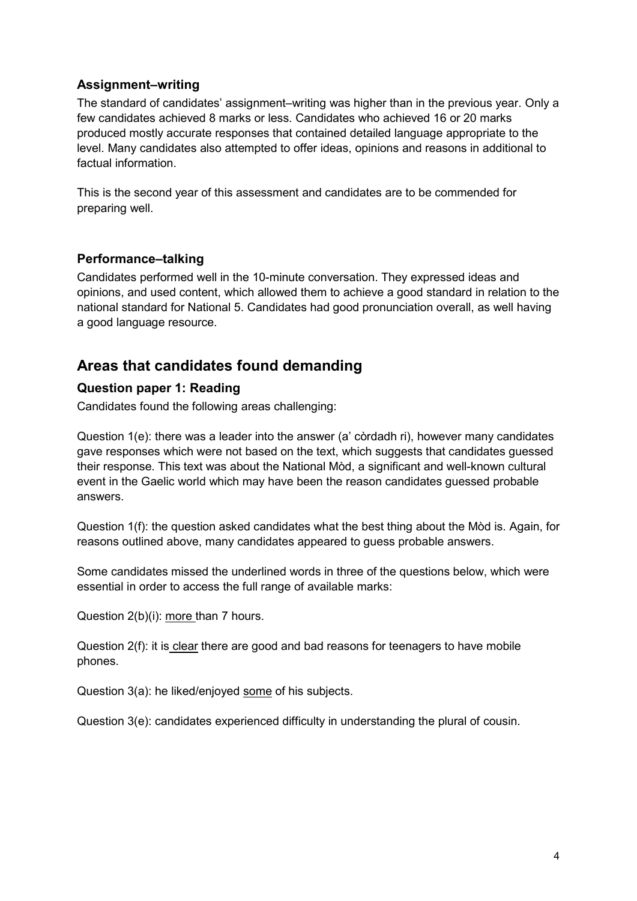### Assignment–writing

The standard of candidates' assignment–writing was higher than in the previous year. Only a few candidates achieved 8 marks or less. Candidates who achieved 16 or 20 marks produced mostly accurate responses that contained detailed language appropriate to the level. Many candidates also attempted to offer ideas, opinions and reasons in additional to factual information.

This is the second year of this assessment and candidates are to be commended for preparing well.

### Performance–talking

Candidates performed well in the 10-minute conversation. They expressed ideas and opinions, and used content, which allowed them to achieve a good standard in relation to the national standard for National 5. Candidates had good pronunciation overall, as well having a good language resource.

## Areas that candidates found demanding

### Question paper 1: Reading

Candidates found the following areas challenging:

Question 1(e): there was a leader into the answer (a' còrdadh ri), however many candidates gave responses which were not based on the text, which suggests that candidates guessed their response. This text was about the National Mòd, a significant and well-known cultural event in the Gaelic world which may have been the reason candidates guessed probable answers.

Question 1(f): the question asked candidates what the best thing about the Mòd is. Again, for reasons outlined above, many candidates appeared to guess probable answers.

Some candidates missed the underlined words in three of the questions below, which were essential in order to access the full range of available marks:

Question 2(b)(i): <u>more</u> than 7 hours.

Question 2(f): it is <u>clear</u> there are good and bad reasons for teenagers to have mobile phones.

Question 3(a): he liked/enjoyed <u>some</u> of his subjects.

Question 3(e): candidates experienced difficulty in understanding the plural of cousin.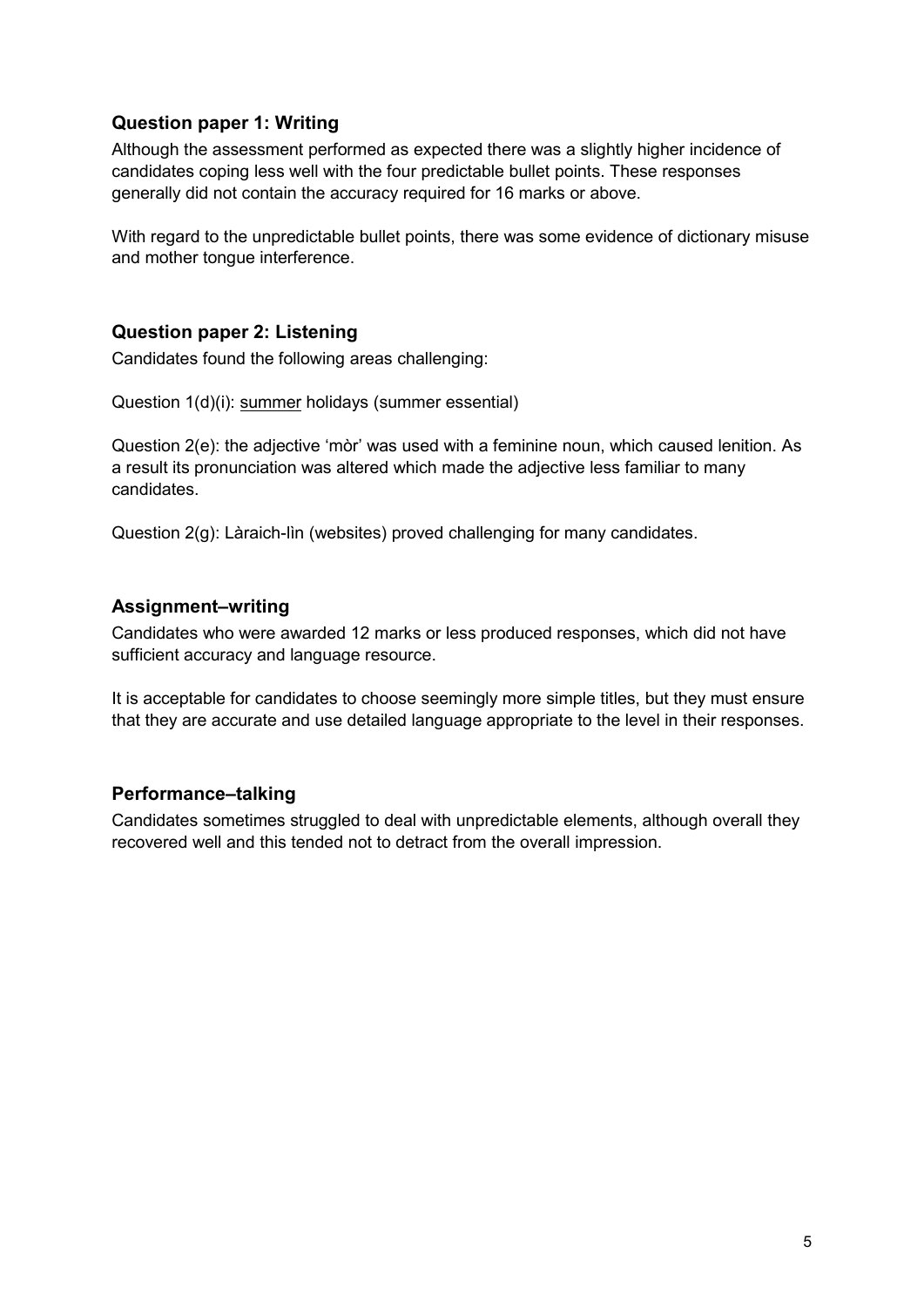### Question paper 1: Writing

Although the assessment performed as expected there was a slightly higher incidence of candidates coping less well with the four predictable bullet points. These responses generally did not contain the accuracy required for 16 marks or above.

With regard to the unpredictable bullet points, there was some evidence of dictionary misuse and mother tongue interference.

### Question paper 2: Listening

Candidates found the following areas challenging:

Question 1(d)(i): <u>summer</u> holidays (summer essential)

Question 2(e): the adjective 'mòr' was used with a feminine noun, which caused lenition. As a result its pronunciation was altered which made the adjective less familiar to many candidates.

Question 2(g): Làraich-lìn (websites) proved challenging for many candidates.

### Assignment–writing

Candidates who were awarded 12 marks or less produced responses, which did not have sufficient accuracy and language resource.

It is acceptable for candidates to choose seemingly more simple titles, but they must ensure that they are accurate and use detailed language appropriate to the level in their responses.

### Performance–talking

Candidates sometimes struggled to deal with unpredictable elements, although overall they recovered well and this tended not to detract from the overall impression.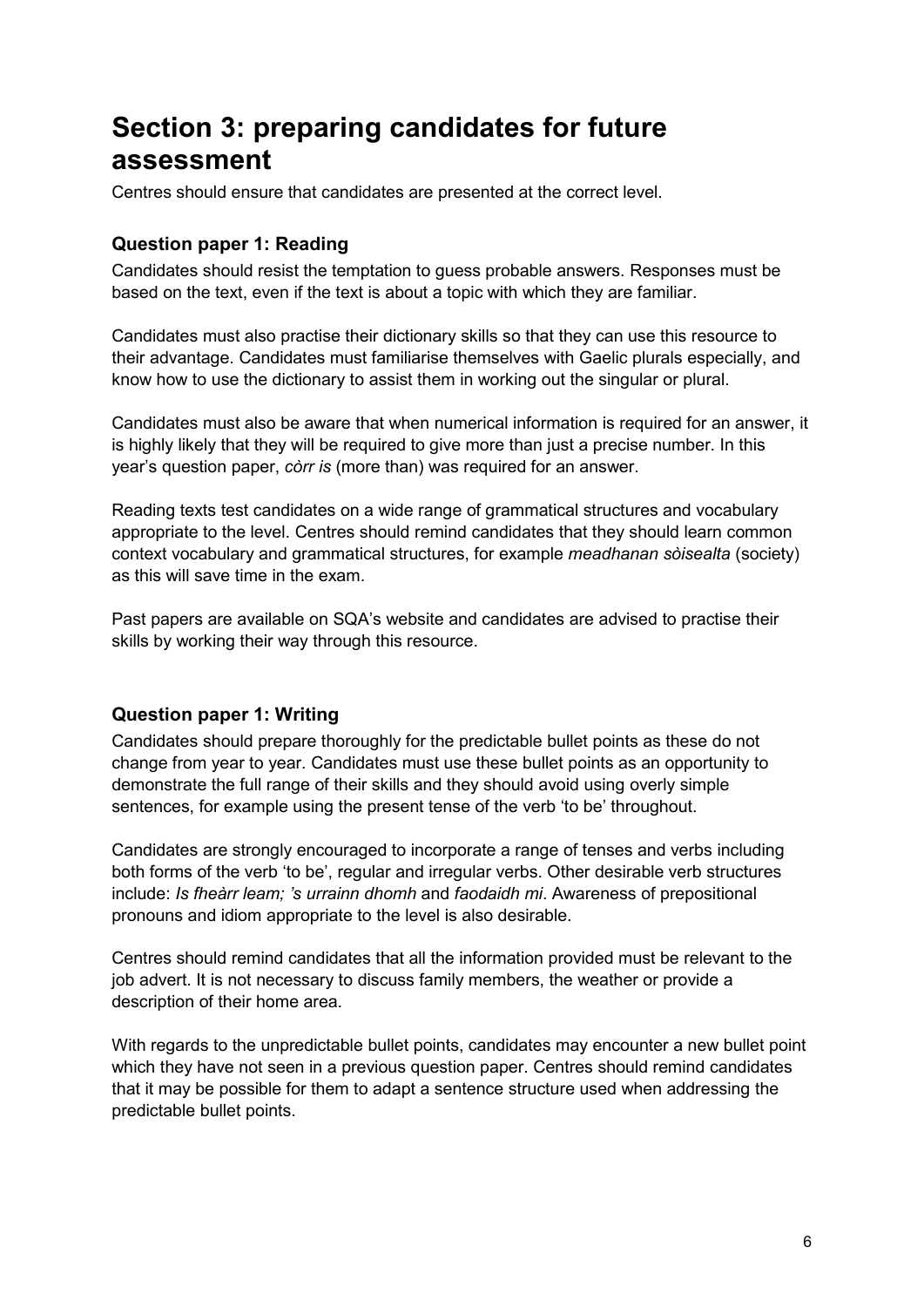# Section 3: preparing candidates for future assessment

Centres should ensure that candidates are presented at the correct level.

### Question paper 1: Reading

Candidates should resist the temptation to guess probable answers. Responses must be based on the text, even if the text is about a topic with which they are familiar.

Candidates must also practise their dictionary skills so that they can use this resource to their advantage. Candidates must familiarise themselves with Gaelic plurals especially, and know how to use the dictionary to assist them in working out the singular or plural.

Candidates must also be aware that when numerical information is required for an answer, it is highly likely that they will be required to give more than just a precise number. In this year's question paper, *còrr is* (more than) was required for an answer.

Reading texts test candidates on a wide range of grammatical structures and vocabulary appropriate to the level. Centres should remind candidates that they should learn common context vocabulary and grammatical structures, for example *meadhanan sòisealta* (society) as this will save time in the exam.

Past papers are available on SQA's website and candidates are advised to practise their skills by working their way through this resource.

### Question paper 1: Writing

Candidates should prepare thoroughly for the predictable bullet points as these do not change from year to year. Candidates must use these bullet points as an opportunity to demonstrate the full range of their skills and they should avoid using overly simple sentences, for example using the present tense of the verb 'to be' throughout.

Candidates are strongly encouraged to incorporate a range of tenses and verbs including both forms of the verb 'to be', regular and irregular verbs. Other desirable verb structures include: *Is fheàrr leam; 's urrainn dhomh* and *faodaidh mi*. Awareness of prepositional pronouns and idiom appropriate to the level is also desirable.

Centres should remind candidates that all the information provided must be relevant to the job advert. It is not necessary to discuss family members, the weather or provide a description of their home area.

With regards to the unpredictable bullet points, candidates may encounter a new bullet point which they have not seen in a previous question paper. Centres should remind candidates that it may be possible for them to adapt a sentence structure used when addressing the predictable bullet points.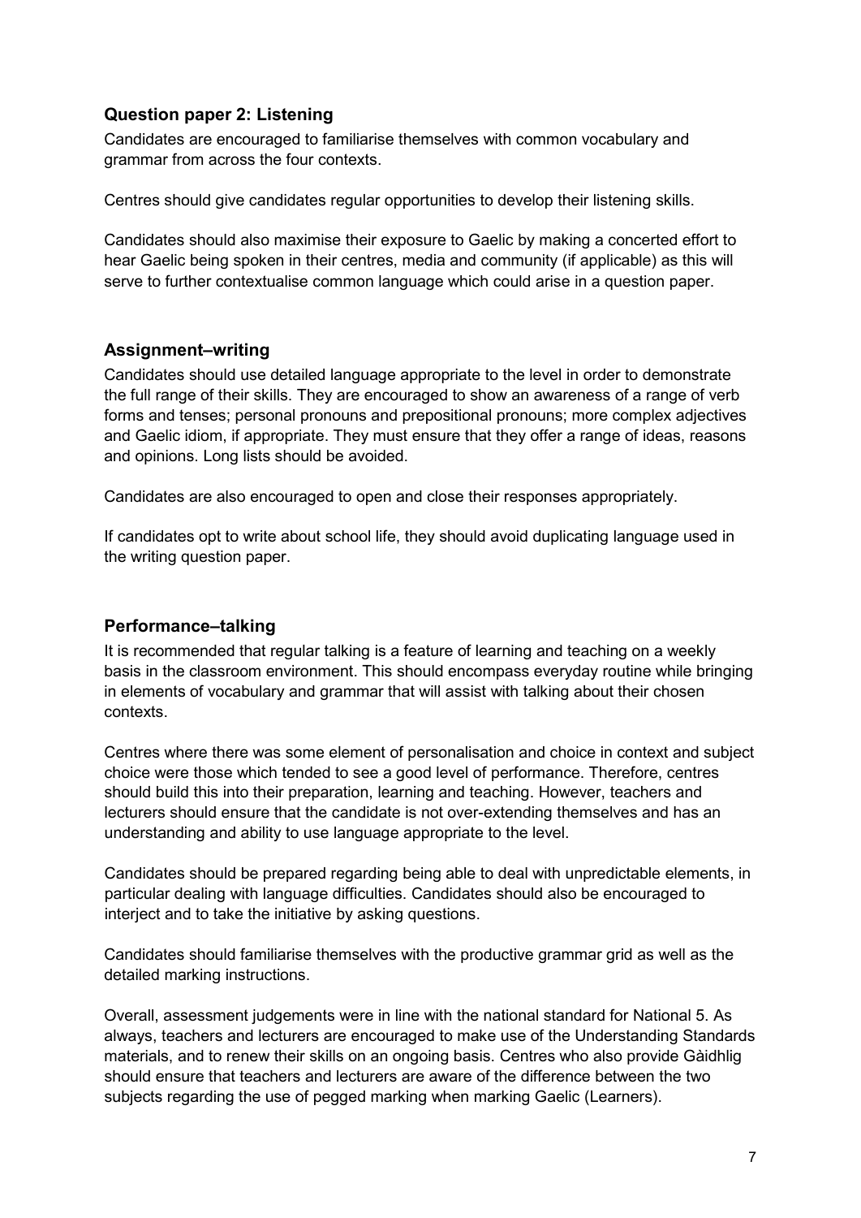### Question paper 2: Listening

Candidates are encouraged to familiarise themselves with common vocabulary and grammar from across the four contexts.

Centres should give candidates regular opportunities to develop their listening skills.

Candidates should also maximise their exposure to Gaelic by making a concerted effort to hear Gaelic being spoken in their centres, media and community (if applicable) as this will serve to further contextualise common language which could arise in a question paper.

### Assignment–writing

Candidates should use detailed language appropriate to the level in order to demonstrate the full range of their skills. They are encouraged to show an awareness of a range of verb forms and tenses; personal pronouns and prepositional pronouns; more complex adjectives and Gaelic idiom, if appropriate. They must ensure that they offer a range of ideas, reasons and opinions. Long lists should be avoided.

Candidates are also encouraged to open and close their responses appropriately.

If candidates opt to write about school life, they should avoid duplicating language used in the writing question paper.

### Performance–talking

It is recommended that regular talking is a feature of learning and teaching on a weekly basis in the classroom environment. This should encompass everyday routine while bringing in elements of vocabulary and grammar that will assist with talking about their chosen contexts.

Centres where there was some element of personalisation and choice in context and subject choice were those which tended to see a good level of performance. Therefore, centres should build this into their preparation, learning and teaching. However, teachers and lecturers should ensure that the candidate is not over-extending themselves and has an understanding and ability to use language appropriate to the level.

Candidates should be prepared regarding being able to deal with unpredictable elements, in particular dealing with language difficulties. Candidates should also be encouraged to interject and to take the initiative by asking questions.

Candidates should familiarise themselves with the productive grammar grid as well as the detailed marking instructions.

Overall, assessment judgements were in line with the national standard for National 5. As always, teachers and lecturers are encouraged to make use of the Understanding Standards materials, and to renew their skills on an ongoing basis. Centres who also provide Gàidhlig should ensure that teachers and lecturers are aware of the difference between the two subjects regarding the use of pegged marking when marking Gaelic (Learners).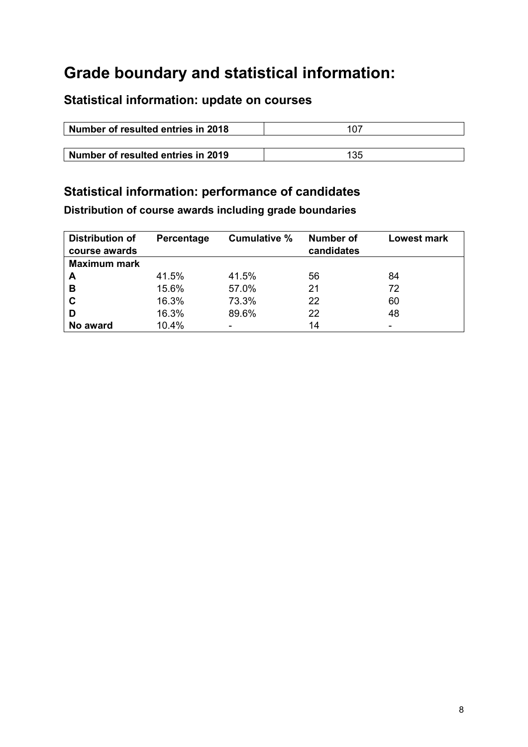# Grade boundary and statistical information:

## Statistical information: update on courses

| Number of resulted entries in 2018 | 107 |
| --- | --- |

| Number of resulted entries in 2019 | 135 |
| --- | --- |

## Statistical information: performance of candidates

### Distribution of course awards including grade boundaries

| Distribution of course awards | Percentage | Cumulative % | Number of candidates | Lowest mark |
| --- | --- | --- | --- | --- |
| **Maximum mark** | | | | |
| **A** | 41.5% | 41.5% | 56 | 84 |
| **B** | 15.6% | 57.0% | 21 | 72 |
| **C** | 16.3% | 73.3% | 22 | 60 |
| **D** | 16.3% | 89.6% | 22 | 48 |
| **No award** | 10.4% | - | 14 | - |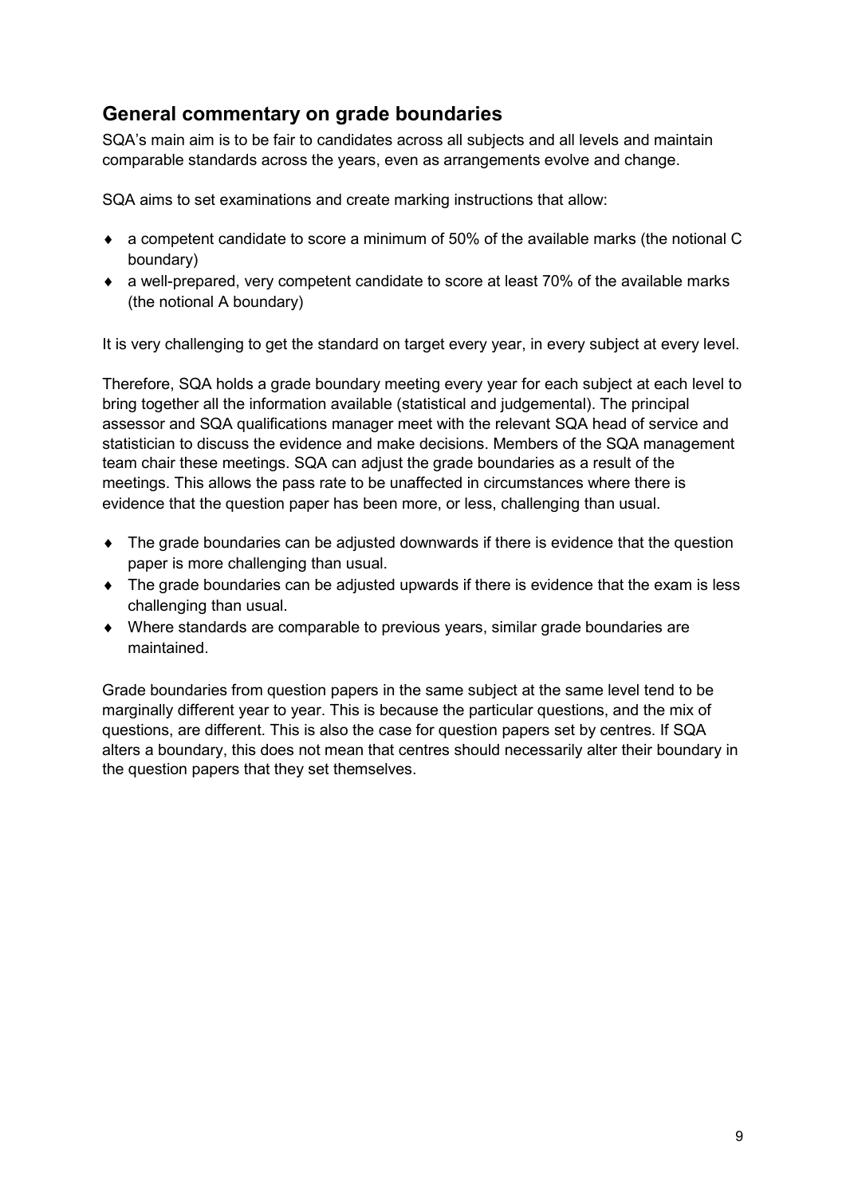## General commentary on grade boundaries

SQA's main aim is to be fair to candidates across all subjects and all levels and maintain comparable standards across the years, even as arrangements evolve and change.

SQA aims to set examinations and create marking instructions that allow:

- a competent candidate to score a minimum of 50% of the available marks (the notional C boundary)
- a well-prepared, very competent candidate to score at least 70% of the available marks (the notional A boundary)

It is very challenging to get the standard on target every year, in every subject at every level.

Therefore, SQA holds a grade boundary meeting every year for each subject at each level to bring together all the information available (statistical and judgemental). The principal assessor and SQA qualifications manager meet with the relevant SQA head of service and statistician to discuss the evidence and make decisions. Members of the SQA management team chair these meetings. SQA can adjust the grade boundaries as a result of the meetings. This allows the pass rate to be unaffected in circumstances where there is evidence that the question paper has been more, or less, challenging than usual.

- The grade boundaries can be adjusted downwards if there is evidence that the question paper is more challenging than usual.
- The grade boundaries can be adjusted upwards if there is evidence that the exam is less challenging than usual.
- Where standards are comparable to previous years, similar grade boundaries are maintained.

Grade boundaries from question papers in the same subject at the same level tend to be marginally different year to year. This is because the particular questions, and the mix of questions, are different. This is also the case for question papers set by centres. If SQA alters a boundary, this does not mean that centres should necessarily alter their boundary in the question papers that they set themselves.